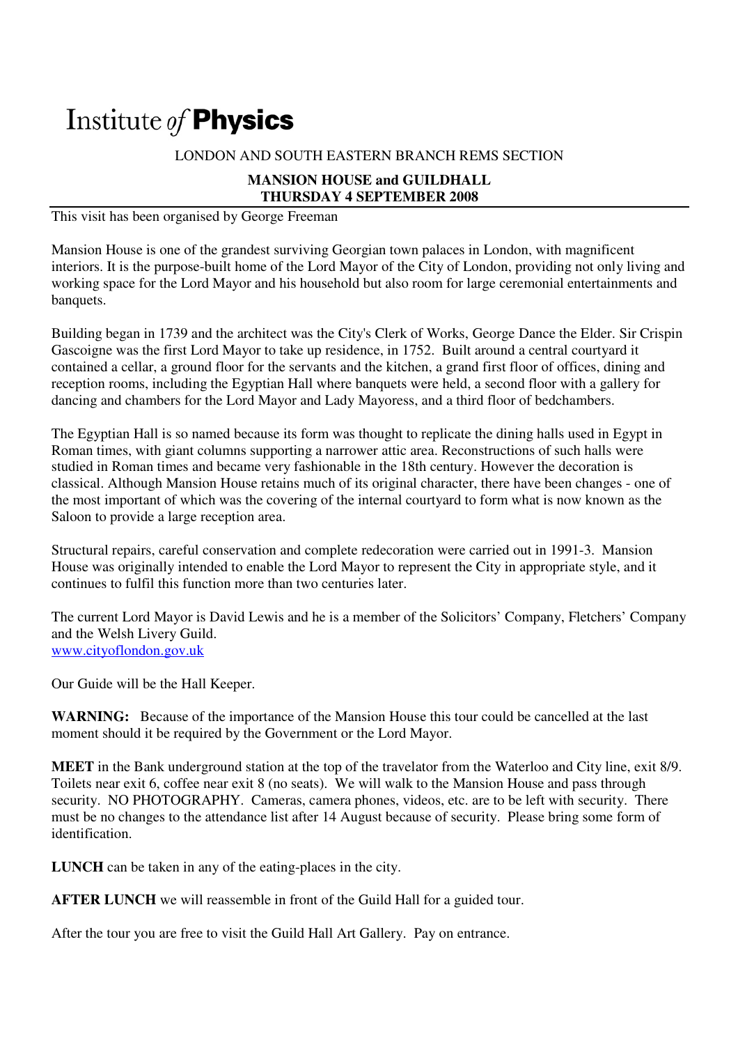# Institute of Physics

LONDON AND SOUTH EASTERN BRANCH REMS SECTION

## MANSION HOUSE and GUILDHALL
## THURSDAY 4 SEPTEMBER 2008

This visit has been organised by George Freeman

Mansion House is one of the grandest surviving Georgian town palaces in London, with magnificent interiors. It is the purpose-built home of the Lord Mayor of the City of London, providing not only living and working space for the Lord Mayor and his household but also room for large ceremonial entertainments and banquets.

Building began in 1739 and the architect was the City's Clerk of Works, George Dance the Elder. Sir Crispin Gascoigne was the first Lord Mayor to take up residence, in 1752. Built around a central courtyard it contained a cellar, a ground floor for the servants and the kitchen, a grand first floor of offices, dining and reception rooms, including the Egyptian Hall where banquets were held, a second floor with a gallery for dancing and chambers for the Lord Mayor and Lady Mayoress, and a third floor of bedchambers.

The Egyptian Hall is so named because its form was thought to replicate the dining halls used in Egypt in Roman times, with giant columns supporting a narrower attic area. Reconstructions of such halls were studied in Roman times and became very fashionable in the 18th century. However the decoration is classical. Although Mansion House retains much of its original character, there have been changes - one of the most important of which was the covering of the internal courtyard to form what is now known as the Saloon to provide a large reception area.

Structural repairs, careful conservation and complete redecoration were carried out in 1991-3. Mansion House was originally intended to enable the Lord Mayor to represent the City in appropriate style, and it continues to fulfil this function more than two centuries later.

The current Lord Mayor is David Lewis and he is a member of the Solicitors' Company, Fletchers' Company and the Welsh Livery Guild.
www.cityoflondon.gov.uk

Our Guide will be the Hall Keeper.

**WARNING:** Because of the importance of the Mansion House this tour could be cancelled at the last moment should it be required by the Government or the Lord Mayor.

**MEET** in the Bank underground station at the top of the travelator from the Waterloo and City line, exit 8/9. Toilets near exit 6, coffee near exit 8 (no seats). We will walk to the Mansion House and pass through security. NO PHOTOGRAPHY. Cameras, camera phones, videos, etc. are to be left with security. There must be no changes to the attendance list after 14 August because of security. Please bring some form of identification.

**LUNCH** can be taken in any of the eating-places in the city.

**AFTER LUNCH** we will reassemble in front of the Guild Hall for a guided tour.

After the tour you are free to visit the Guild Hall Art Gallery. Pay on entrance.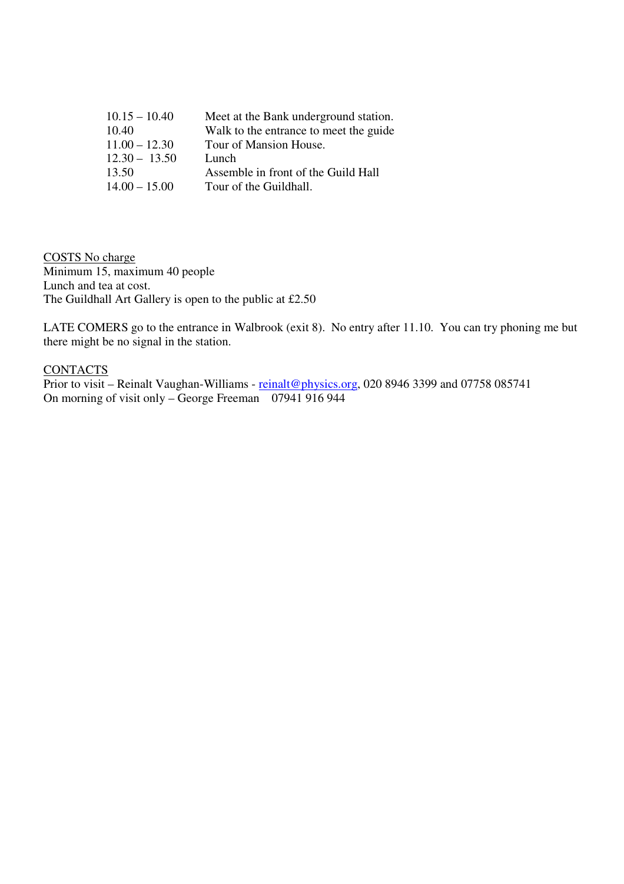| | |
|---|---|
| 10.15 – 10.40 | Meet at the Bank underground station. |
| 10.40 | Walk to the entrance to meet the guide |
| 11.00 – 12.30 | Tour of Mansion House. |
| 12.30 – 13.50 | Lunch |
| 13.50 | Assemble in front of the Guild Hall |
| 14.00 – 15.00 | Tour of the Guildhall. |

<u>COSTS No charge</u>
Minimum 15, maximum 40 people
Lunch and tea at cost.
The Guildhall Art Gallery is open to the public at £2.50

LATE COMERS go to the entrance in Walbrook (exit 8). No entry after 11.10. You can try phoning me but there might be no signal in the station.

<u>CONTACTS</u>
Prior to visit – Reinalt Vaughan-Williams - reinalt@physics.org, 020 8946 3399 and 07758 085741
On morning of visit only – George Freeman 07941 916 944